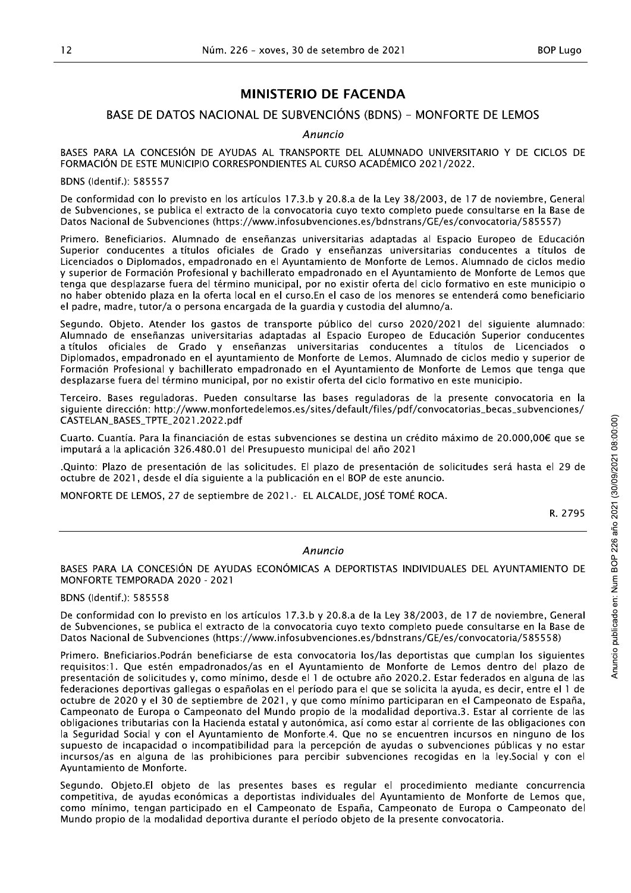## MINISTERIO DE FACENDA

### BASE DE DATOS NACIONAL DE SUBVENCIÓNS (BDNS) - MONFORTE DE LEMOS

*Anuncio*

BASES PARA LA CONCESIÓN DE AYUDAS AL TRANSPORTE DEL ALUMNADO UNIVERSITARIO Y DE CICLOS DE FORMACIÓN DE ESTE MUNICIPIO CORRESPONDIENTES AL CURSO ACADÉMICO 2021/2022.

BDNS (Identif.): 585557

De conformidad con lo previsto en los artículos 17.3.b y 20.8.a de la Ley 38/2003, de 17 de noviembre, General de Subvenciones, se publica el extracto de la convocatoria cuyo texto completo puede consultarse en la Base de Datos Nacional de Subvenciones (https://www.infosubvenciones.es/bdnstrans/GE/es/convocatoria/585557)

Primero. Beneficiarios. Alumnado de enseñanzas universitarias adaptadas al Espacio Europeo de Educación Superior conducentes a títulos oficiales de Grado y enseñanzas universitarias conducentes a títulos de Licenciados o Diplomados, empadronado en el Ayuntamiento de Monforte de Lemos. Alumnado de ciclos medio y superior de Formación Profesional y bachillerato empadronado en el Ayuntamiento de Monforte de Lemos que tenga que desplazarse fuera del término municipal, por no existir oferta del ciclo formativo en este municipio o no haber obtenido plaza en la oferta local en el curso.En el caso de los menores se entenderá como beneficiario el padre, madre, tutor/a o persona encargada de la guardia y custodia del alumno/a.

Segundo. Objeto. Atender los gastos de transporte público del curso 2020/2021 del siguiente alumnado: Alumnado de enseñanzas universitarias adaptadas al Espacio Europeo de Educación Superior conducentes a títulos oficiales de Grado y enseñanzas universitarias conducentes a títulos de Licenciados o Diplomados, empadronado en el ayuntamiento de Monforte de Lemos. Alumnado de ciclos medio y superior de Formación Profesional y bachillerato empadronado en el Ayuntamiento de Monforte de Lemos que tenga que desplazarse fuera del término municipal, por no existir oferta del ciclo formativo en este municipio.

Terceiro. Bases reguladoras. Pueden consultarse las bases reguladoras de la presente convocatoria en la siguiente dirección: http://www.monfortedelemos.es/sites/default/files/pdf/convocatorias_becas_subvenciones/CASTELAN_BASES_TPTE_2021.2022.pdf

Cuarto. Cuantía. Para la financiación de estas subvenciones se destina un crédito máximo de 20.000,00€ que se imputará a la aplicación 326.480.01 del Presupuesto municipal del año 2021

.Quinto: Plazo de presentación de las solicitudes. El plazo de presentación de solicitudes será hasta el 29 de octubre de 2021, desde el día siguiente a la publicación en el BOP de este anuncio.

MONFORTE DE LEMOS, 27 de septiembre de 2021.- EL ALCALDE, JOSÉ TOMÉ ROCA.

R. 2795

---

*Anuncio*

BASES PARA LA CONCESIÓN DE AYUDAS ECONÓMICAS A DEPORTISTAS INDIVIDUALES DEL AYUNTAMIENTO DE MONFORTE TEMPORADA 2020 - 2021

BDNS (Identif.): 585558

De conformidad con lo previsto en los artículos 17.3.b y 20.8.a de la Ley 38/2003, de 17 de noviembre, General de Subvenciones, se publica el extracto de la convocatoria cuyo texto completo puede consultarse en la Base de Datos Nacional de Subvenciones (https://www.infosubvenciones.es/bdnstrans/GE/es/convocatoria/585558)

Primero. Bneficiarios.Podrán beneficiarse de esta convocatoria los/las deportistas que cumplan los siguientes requisitos:1. Que estén empadronados/as en el Ayuntamiento de Monforte de Lemos dentro del plazo de presentación de solicitudes y, como mínimo, desde el 1 de octubre año 2020.2. Estar federados en alguna de las federaciones deportivas gallegas o españolas en el período para el que se solicita la ayuda, es decir, entre el 1 de octubre de 2020 y el 30 de septiembre de 2021, y que como mínimo participaran en el Campeonato de España, Campeonato de Europa o Campeonato del Mundo propio de la modalidad deportiva.3. Estar al corriente de las obligaciones tributarias con la Hacienda estatal y autonómica, así como estar al corriente de las obligaciones con la Seguridad Social y con el Ayuntamiento de Monforte.4. Que no se encuentren incursos en ninguno de los supuesto de incapacidad o incompatibilidad para la percepción de ayudas o subvenciones públicas y no estar incursos/as en alguna de las prohibiciones para percibir subvenciones recogidas en la ley.Social y con el Ayuntamiento de Monforte.

Segundo. Objeto.El objeto de las presentes bases es regular el procedimiento mediante concurrencia competitiva, de ayudas económicas a deportistas individuales del Ayuntamiento de Monforte de Lemos que, como mínimo, tengan participado en el Campeonato de España, Campeonato de Europa o Campeonato del Mundo propio de la modalidad deportiva durante el período objeto de la presente convocatoria.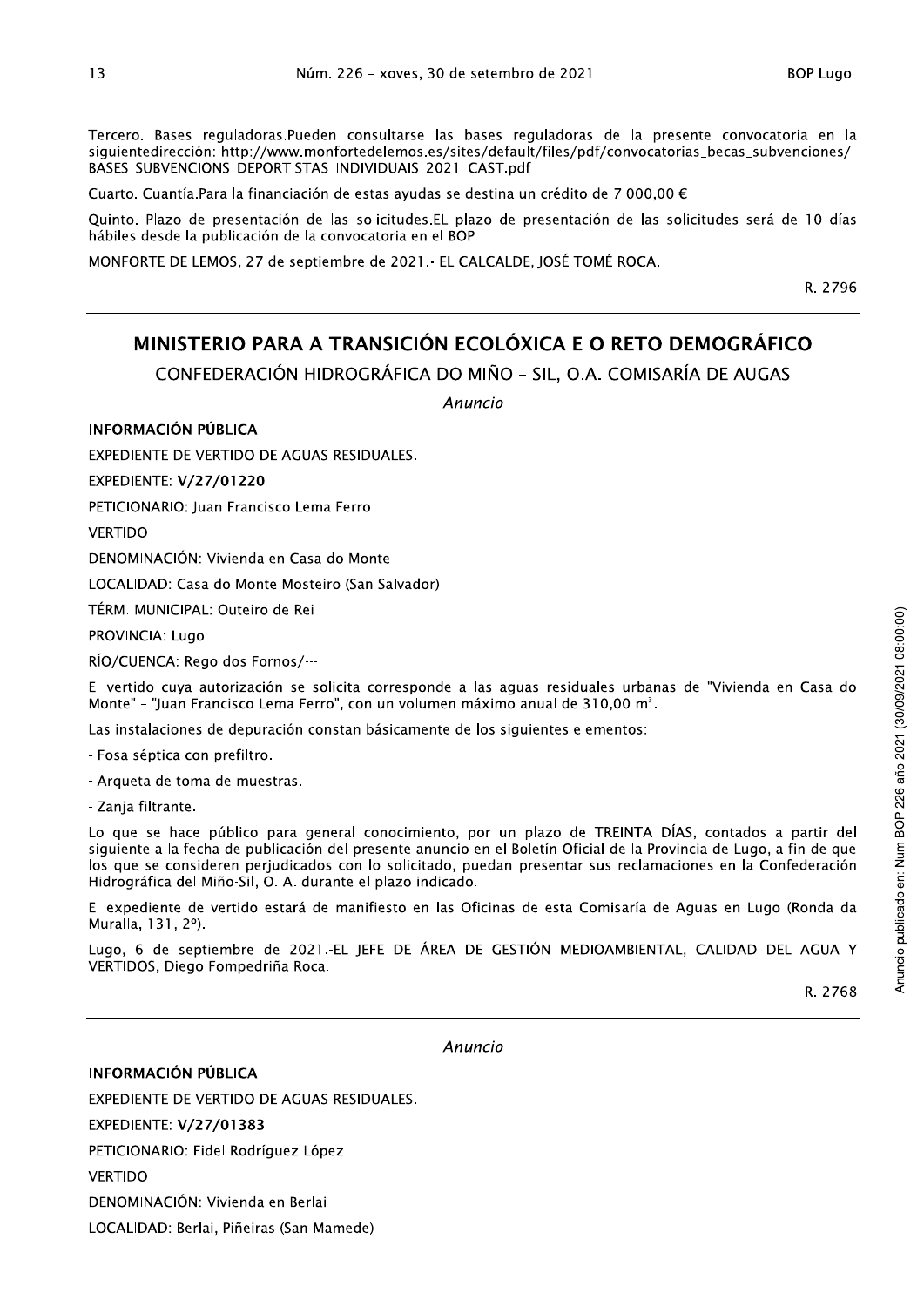Tercero. Bases reguladoras.Pueden consultarse las bases reguladoras de la presente convocatoria en la siguientedirección: http://www.monfortedelemos.es/sites/default/files/pdf/convocatorias_becas_subvenciones/BASES_SUBVENCIONS_DEPORTISTAS_INDIVIDUAIS_2021_CAST.pdf

Cuarto. Cuantía.Para la financiación de estas ayudas se destina un crédito de 7.000,00 €

Quinto. Plazo de presentación de las solicitudes.EL plazo de presentación de las solicitudes será de 10 días hábiles desde la publicación de la convocatoria en el BOP

MONFORTE DE LEMOS, 27 de septiembre de 2021.- EL CALCALDE, JOSÉ TOMÉ ROCA.

R. 2796

## MINISTERIO PARA A TRANSICIÓN ECOLÓXICA E O RETO DEMOGRÁFICO

### CONFEDERACIÓN HIDROGRÁFICA DO MIÑO - SIL, O.A. COMISARÍA DE AUGAS

*Anuncio*

**INFORMACIÓN PÚBLICA**

EXPEDIENTE DE VERTIDO DE AGUAS RESIDUALES.

EXPEDIENTE: **V/27/01220**

PETICIONARIO: Juan Francisco Lema Ferro

VERTIDO

DENOMINACIÓN: Vivienda en Casa do Monte

LOCALIDAD: Casa do Monte Mosteiro (San Salvador)

TÉRM. MUNICIPAL: Outeiro de Rei

PROVINCIA: Lugo

RÍO/CUENCA: Rego dos Fornos/---

El vertido cuya autorización se solicita corresponde a las aguas residuales urbanas de "Vivienda en Casa do Monte" - "Juan Francisco Lema Ferro", con un volumen máximo anual de 310,00 m$^3$.

Las instalaciones de depuración constan básicamente de los siguientes elementos:

- Fosa séptica con prefiltro.
- Arqueta de toma de muestras.
- Zanja filtrante.

Lo que se hace público para general conocimiento, por un plazo de TREINTA DÍAS, contados a partir del siguiente a la fecha de publicación del presente anuncio en el Boletín Oficial de la Provincia de Lugo, a fin de que los que se consideren perjudicados con lo solicitado, puedan presentar sus reclamaciones en la Confederación Hidrográfica del Miño-Sil, O. A. durante el plazo indicado.

El expediente de vertido estará de manifiesto en las Oficinas de esta Comisaría de Aguas en Lugo (Ronda da Muralla, 131, 2º).

Lugo, 6 de septiembre de 2021.-EL JEFE DE ÁREA DE GESTIÓN MEDIOAMBIENTAL, CALIDAD DEL AGUA Y VERTIDOS, Diego Fompedriña Roca.

R. 2768

*Anuncio*

**INFORMACIÓN PÚBLICA**

EXPEDIENTE DE VERTIDO DE AGUAS RESIDUALES.

EXPEDIENTE: **V/27/01383**

PETICIONARIO: Fidel Rodríguez López

VERTIDO

DENOMINACIÓN: Vivienda en Berlai

LOCALIDAD: Berlai, Piñeiras (San Mamede)